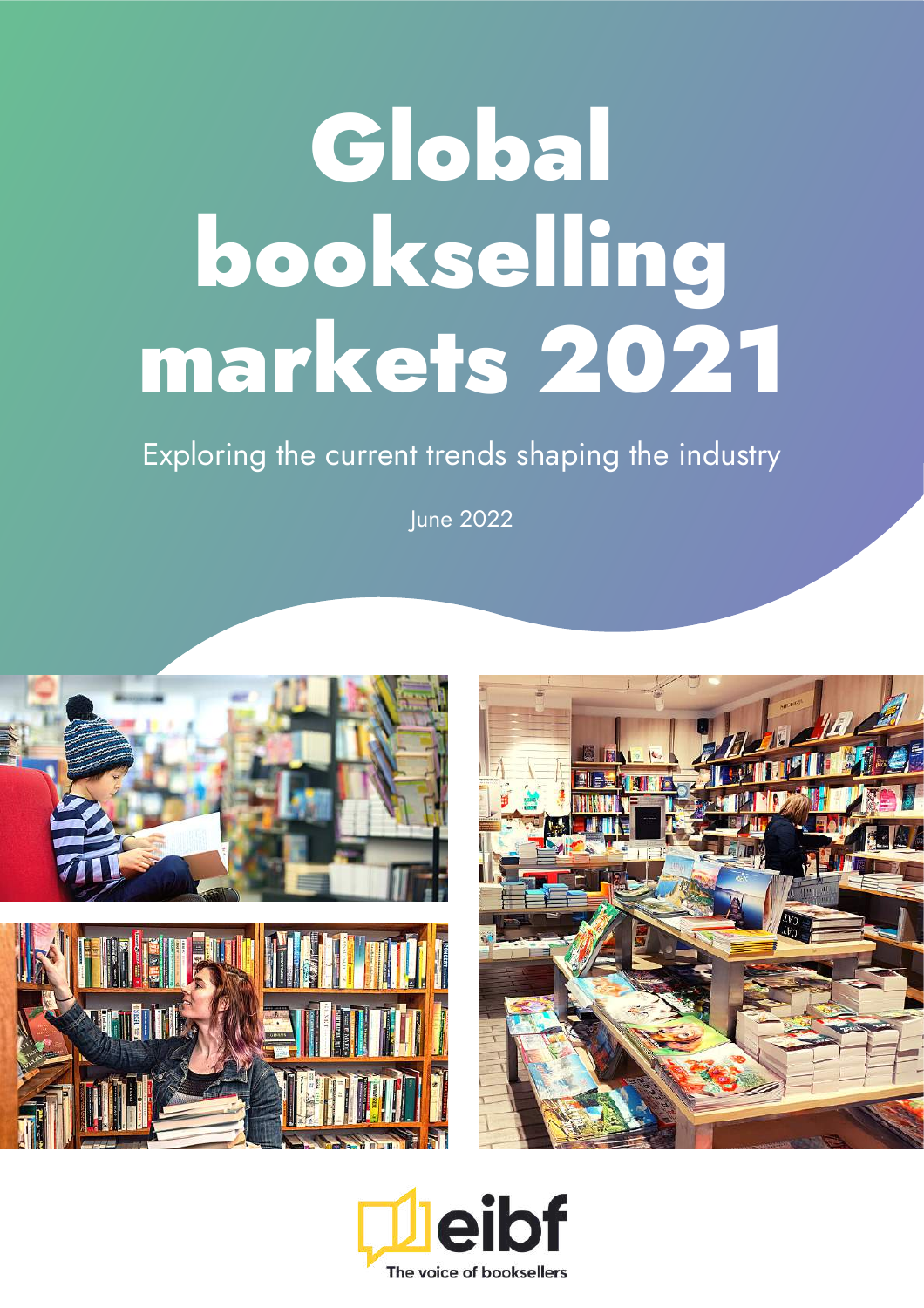# Global bookselling markets 2021

Exploring the current trends shaping the industry

June 2022

eibf

The voice of booksellers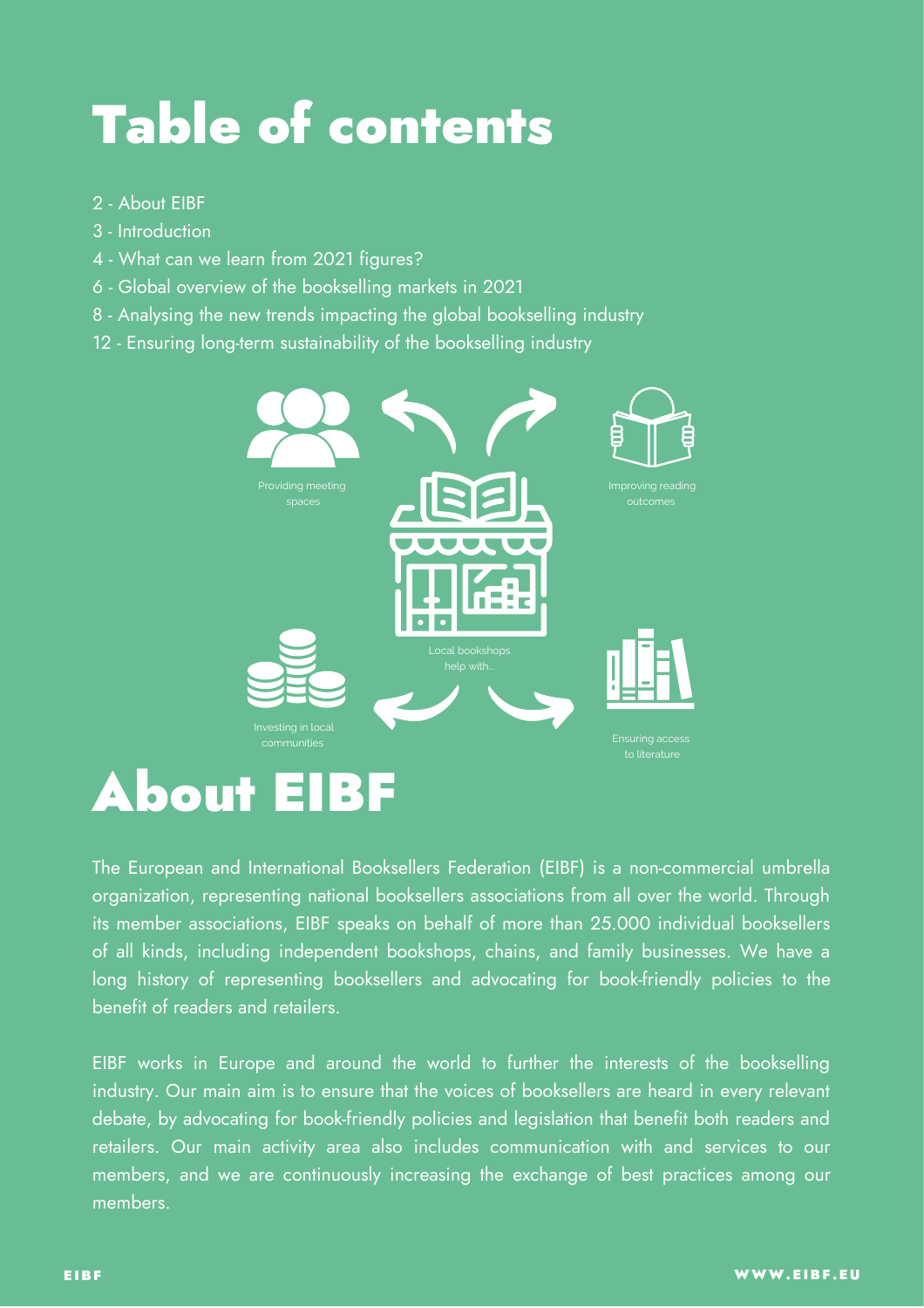# Table of contents

2 - About EIBF
3 - Introduction
4 - What can we learn from 2021 figures?
6 - Global overview of the bookselling markets in 2021
8 - Analysing the new trends impacting the global bookselling industry
12 - Ensuring long-term sustainability of the bookselling industry

Providing meeting spaces

Improving reading outcomes

Local bookshops help with...

Investing in local communities

Ensuring access to literature

# About EIBF

The European and International Booksellers Federation (EIBF) is a non-commercial umbrella organization, representing national booksellers associations from all over the world. Through its member associations, EIBF speaks on behalf of more than 25.000 individual booksellers of all kinds, including independent bookshops, chains, and family businesses. We have a long history of representing booksellers and advocating for book-friendly policies to the benefit of readers and retailers.

EIBF works in Europe and around the world to further the interests of the bookselling industry. Our main aim is to ensure that the voices of booksellers are heard in every relevant debate, by advocating for book-friendly policies and legislation that benefit both readers and retailers. Our main activity area also includes communication with and services to our members, and we are continuously increasing the exchange of best practices among our members.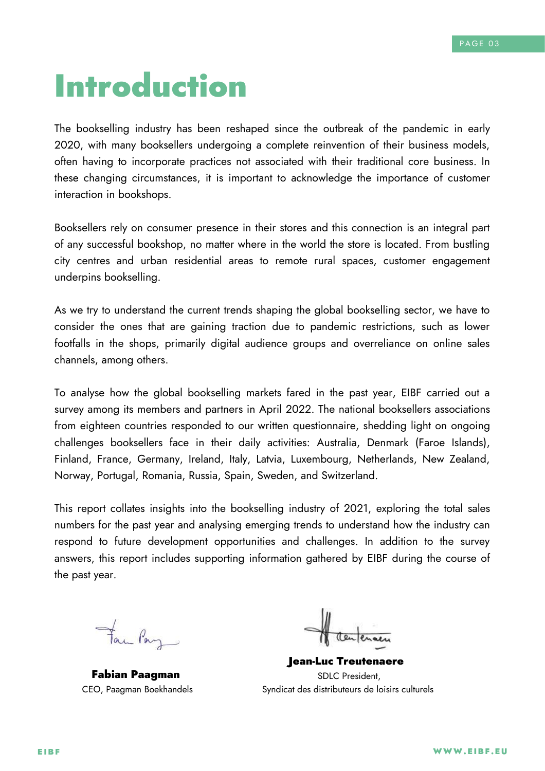# Introduction

The bookselling industry has been reshaped since the outbreak of the pandemic in early 2020, with many booksellers undergoing a complete reinvention of their business models, often having to incorporate practices not associated with their traditional core business. In these changing circumstances, it is important to acknowledge the importance of customer interaction in bookshops.

Booksellers rely on consumer presence in their stores and this connection is an integral part of any successful bookshop, no matter where in the world the store is located. From bustling city centres and urban residential areas to remote rural spaces, customer engagement underpins bookselling.

As we try to understand the current trends shaping the global bookselling sector, we have to consider the ones that are gaining traction due to pandemic restrictions, such as lower footfalls in the shops, primarily digital audience groups and overreliance on online sales channels, among others.

To analyse how the global bookselling markets fared in the past year, EIBF carried out a survey among its members and partners in April 2022. The national booksellers associations from eighteen countries responded to our written questionnaire, shedding light on ongoing challenges booksellers face in their daily activities: Australia, Denmark (Faroe Islands), Finland, France, Germany, Ireland, Italy, Latvia, Luxembourg, Netherlands, New Zealand, Norway, Portugal, Romania, Russia, Spain, Sweden, and Switzerland.

This report collates insights into the bookselling industry of 2021, exploring the total sales numbers for the past year and analysing emerging trends to understand how the industry can respond to future development opportunities and challenges. In addition to the survey answers, this report includes supporting information gathered by EIBF during the course of the past year.

**Fabian Paagman**
CEO, Paagman Boekhandels

**Jean-Luc Treutenaere**
SDLC President,
Syndicat des distributeurs de loisirs culturels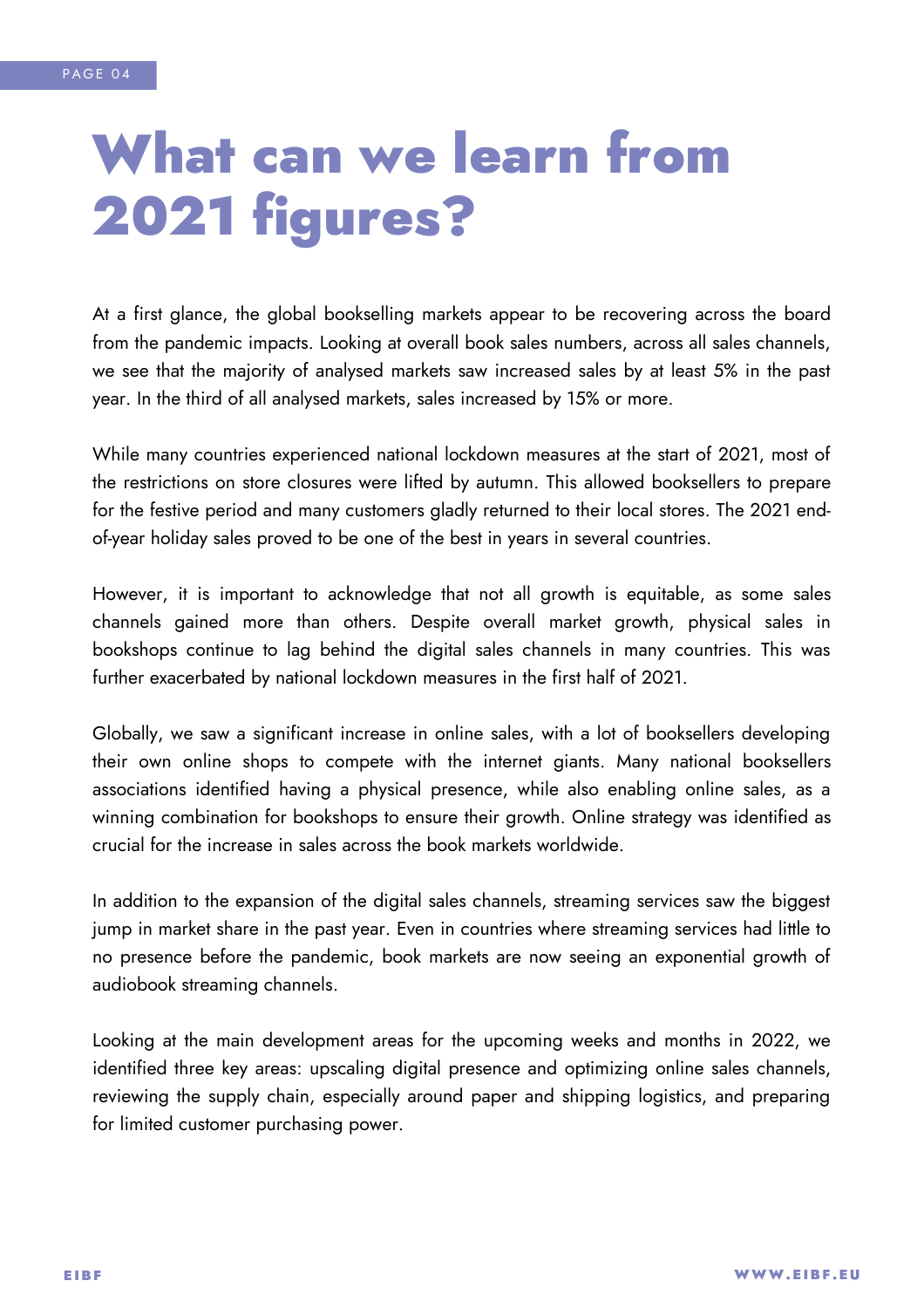# What can we learn from 2021 figures?

At a first glance, the global bookselling markets appear to be recovering across the board from the pandemic impacts. Looking at overall book sales numbers, across all sales channels, we see that the majority of analysed markets saw increased sales by at least 5% in the past year. In the third of all analysed markets, sales increased by 15% or more.

While many countries experienced national lockdown measures at the start of 2021, most of the restrictions on store closures were lifted by autumn. This allowed booksellers to prepare for the festive period and many customers gladly returned to their local stores. The 2021 end-of-year holiday sales proved to be one of the best in years in several countries.

However, it is important to acknowledge that not all growth is equitable, as some sales channels gained more than others. Despite overall market growth, physical sales in bookshops continue to lag behind the digital sales channels in many countries. This was further exacerbated by national lockdown measures in the first half of 2021.

Globally, we saw a significant increase in online sales, with a lot of booksellers developing their own online shops to compete with the internet giants. Many national booksellers associations identified having a physical presence, while also enabling online sales, as a winning combination for bookshops to ensure their growth. Online strategy was identified as crucial for the increase in sales across the book markets worldwide.

In addition to the expansion of the digital sales channels, streaming services saw the biggest jump in market share in the past year. Even in countries where streaming services had little to no presence before the pandemic, book markets are now seeing an exponential growth of audiobook streaming channels.

Looking at the main development areas for the upcoming weeks and months in 2022, we identified three key areas: upscaling digital presence and optimizing online sales channels, reviewing the supply chain, especially around paper and shipping logistics, and preparing for limited customer purchasing power.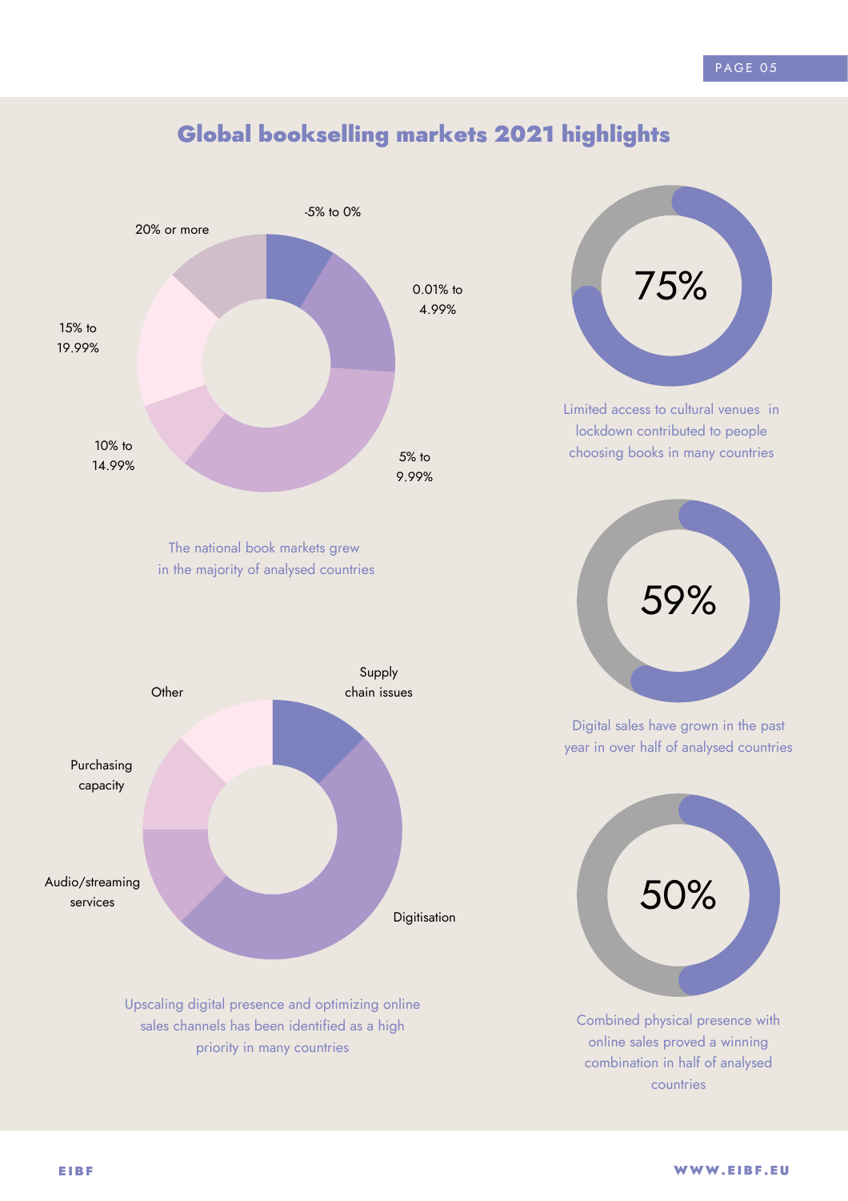## Global bookselling markets 2021 highlights

-5% to 0%

0.01% to 4.99%

5% to 9.99%

10% to 14.99%

15% to 19.99%

20% or more

The national book markets grew in the majority of analysed countries

Supply chain issues

Digitisation

Audio/streaming services

Purchasing capacity

Other

Upscaling digital presence and optimizing online sales channels has been identified as a high priority in many countries

75%

Limited access to cultural venues in lockdown contributed to people choosing books in many countries

59%

Digital sales have grown in the past year in over half of analysed countries

50%

Combined physical presence with online sales proved a winning combination in half of analysed countries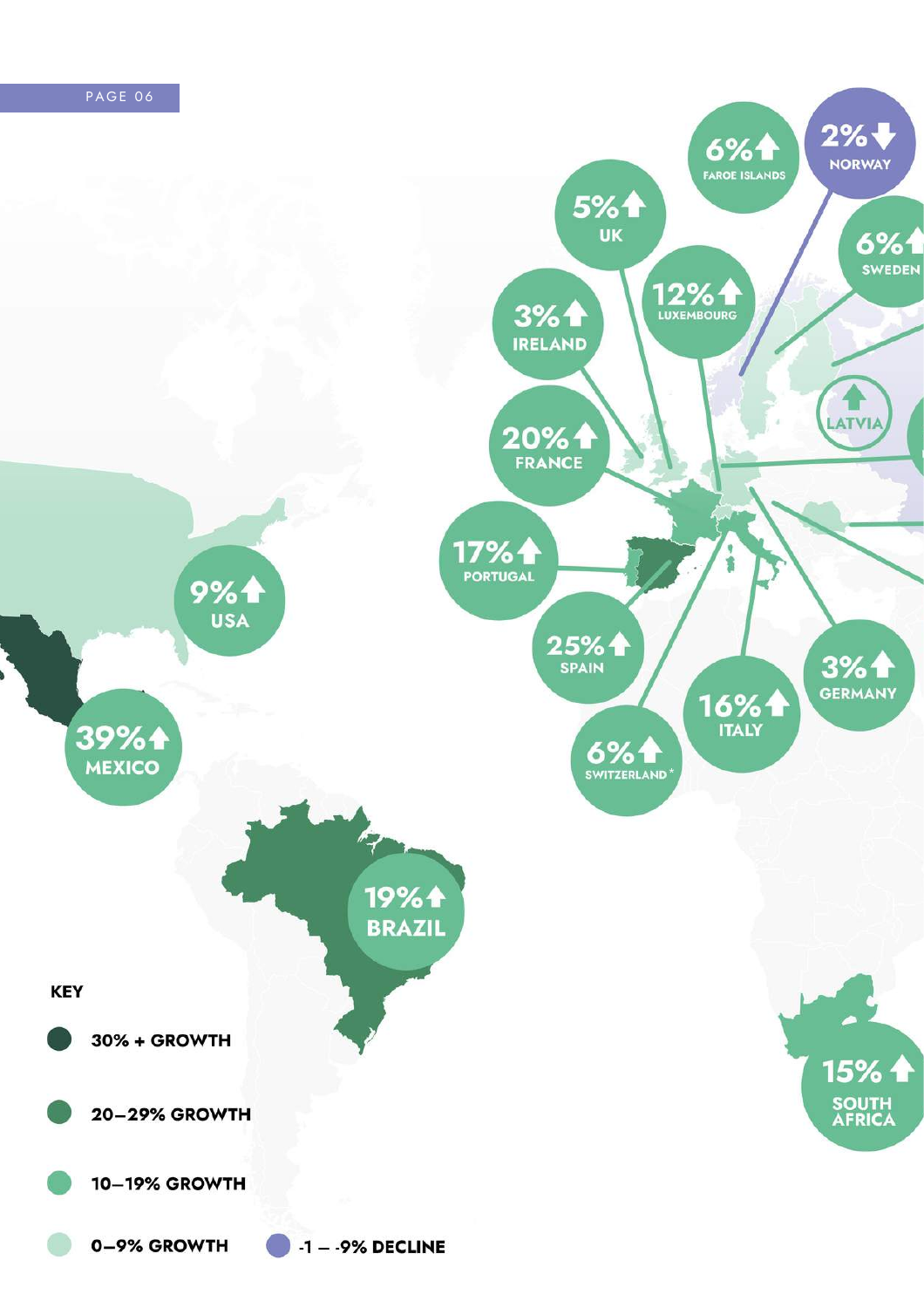| Country | Change |
| --- | --- |
| Faroe Islands | 6% ↑ |
| Norway | 2% ↓ |
| UK | 5% ↑ |
| Sweden | 6% ↑ |
| Luxembourg | 12% ↑ |
| Ireland | 3% ↑ |
| Latvia | ↑ |
| France | 20% ↑ |
| Portugal | 17% ↑ |
| USA | 9% ↑ |
| Spain | 25% ↑ |
| Germany | 3% ↑ |
| Italy | 16% ↑ |
| Mexico | 39% ↑ |
| Switzerland* | 6% ↑ |
| Brazil | 19% ↑ |
| South Africa | 15% ↑ |

**KEY**

- 30% + GROWTH
- 20–29% GROWTH
- 10–19% GROWTH
- 0–9% GROWTH
- -1 – -9% DECLINE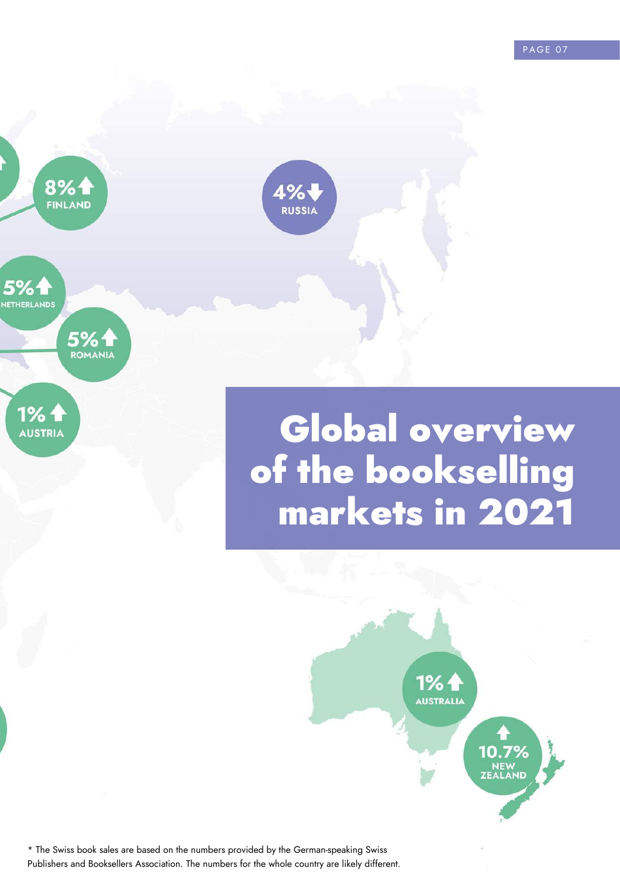# Global overview of the bookselling markets in 2021

8% ↑ FINLAND

4% ↓ RUSSIA

5% ↑ NETHERLANDS

5% ↑ ROMANIA

1% ↑ AUSTRIA

1% ↑ AUSTRALIA

↑ 10.7% NEW ZEALAND

* The Swiss book sales are based on the numbers provided by the German-speaking Swiss Publishers and Booksellers Association. The numbers for the whole country are likely different.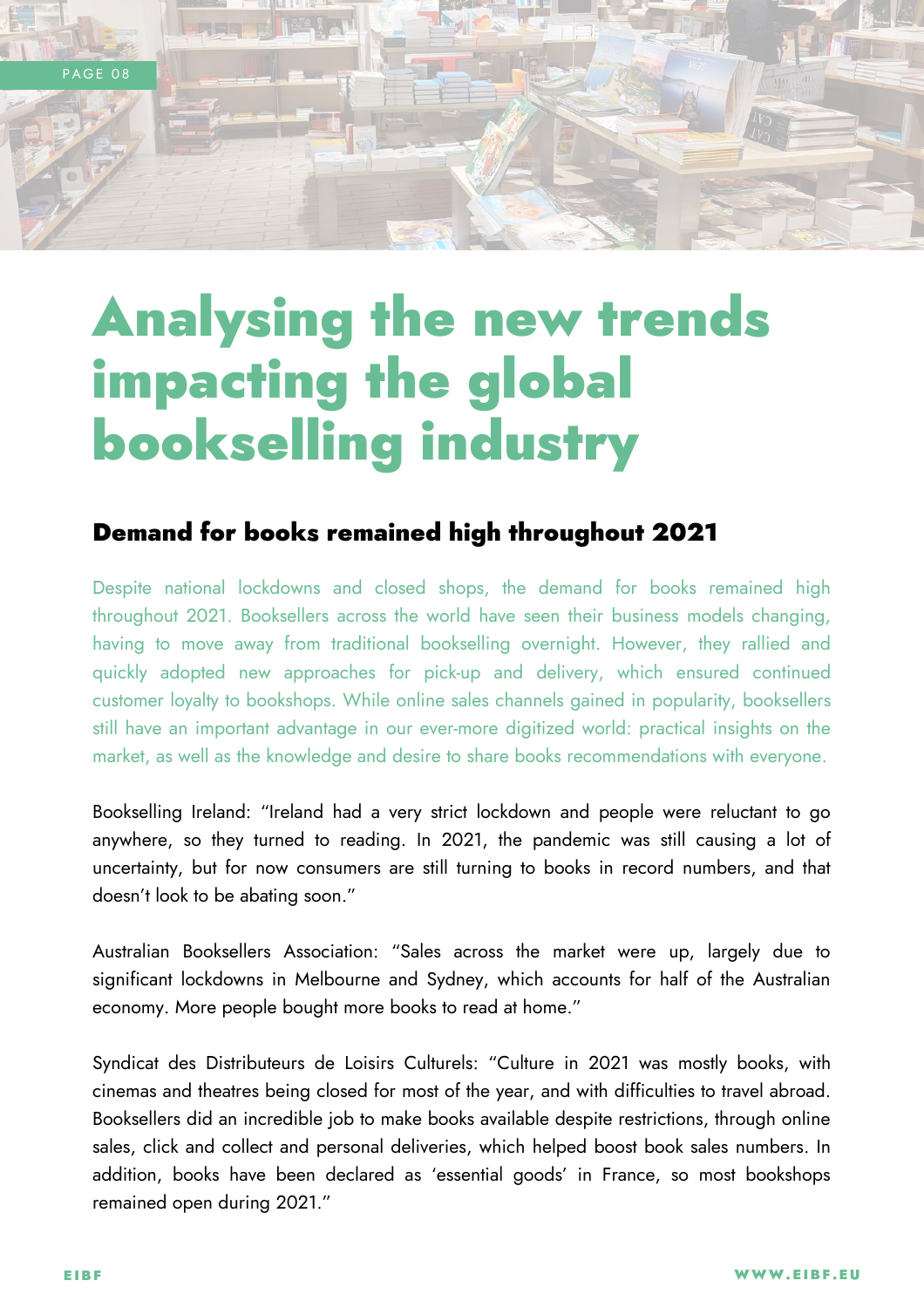# Analysing the new trends impacting the global bookselling industry

## Demand for books remained high throughout 2021

Despite national lockdowns and closed shops, the demand for books remained high throughout 2021. Booksellers across the world have seen their business models changing, having to move away from traditional bookselling overnight. However, they rallied and quickly adopted new approaches for pick-up and delivery, which ensured continued customer loyalty to bookshops. While online sales channels gained in popularity, booksellers still have an important advantage in our ever-more digitized world: practical insights on the market, as well as the knowledge and desire to share books recommendations with everyone.

Bookselling Ireland: "Ireland had a very strict lockdown and people were reluctant to go anywhere, so they turned to reading. In 2021, the pandemic was still causing a lot of uncertainty, but for now consumers are still turning to books in record numbers, and that doesn't look to be abating soon."

Australian Booksellers Association: "Sales across the market were up, largely due to significant lockdowns in Melbourne and Sydney, which accounts for half of the Australian economy. More people bought more books to read at home."

Syndicat des Distributeurs de Loisirs Culturels: "Culture in 2021 was mostly books, with cinemas and theatres being closed for most of the year, and with difficulties to travel abroad. Booksellers did an incredible job to make books available despite restrictions, through online sales, click and collect and personal deliveries, which helped boost book sales numbers. In addition, books have been declared as 'essential goods' in France, so most bookshops remained open during 2021."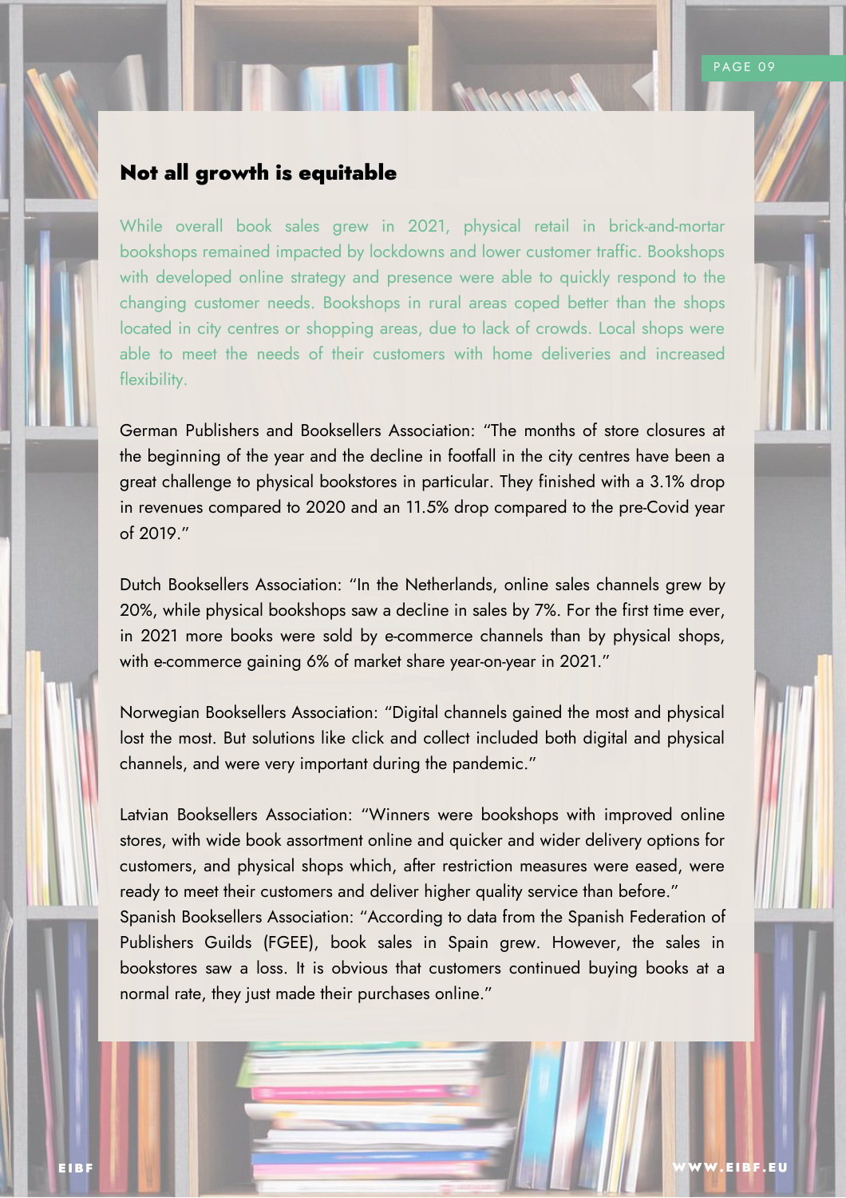## Not all growth is equitable

While overall book sales grew in 2021, physical retail in brick-and-mortar bookshops remained impacted by lockdowns and lower customer traffic. Bookshops with developed online strategy and presence were able to quickly respond to the changing customer needs. Bookshops in rural areas coped better than the shops located in city centres or shopping areas, due to lack of crowds. Local shops were able to meet the needs of their customers with home deliveries and increased flexibility.

German Publishers and Booksellers Association: "The months of store closures at the beginning of the year and the decline in footfall in the city centres have been a great challenge to physical bookstores in particular. They finished with a 3.1% drop in revenues compared to 2020 and an 11.5% drop compared to the pre-Covid year of 2019."

Dutch Booksellers Association: "In the Netherlands, online sales channels grew by 20%, while physical bookshops saw a decline in sales by 7%. For the first time ever, in 2021 more books were sold by e-commerce channels than by physical shops, with e-commerce gaining 6% of market share year-on-year in 2021."

Norwegian Booksellers Association: "Digital channels gained the most and physical lost the most. But solutions like click and collect included both digital and physical channels, and were very important during the pandemic."

Latvian Booksellers Association: "Winners were bookshops with improved online stores, with wide book assortment online and quicker and wider delivery options for customers, and physical shops which, after restriction measures were eased, were ready to meet their customers and deliver higher quality service than before."

Spanish Booksellers Association: "According to data from the Spanish Federation of Publishers Guilds (FGEE), book sales in Spain grew. However, the sales in bookstores saw a loss. It is obvious that customers continued buying books at a normal rate, they just made their purchases online."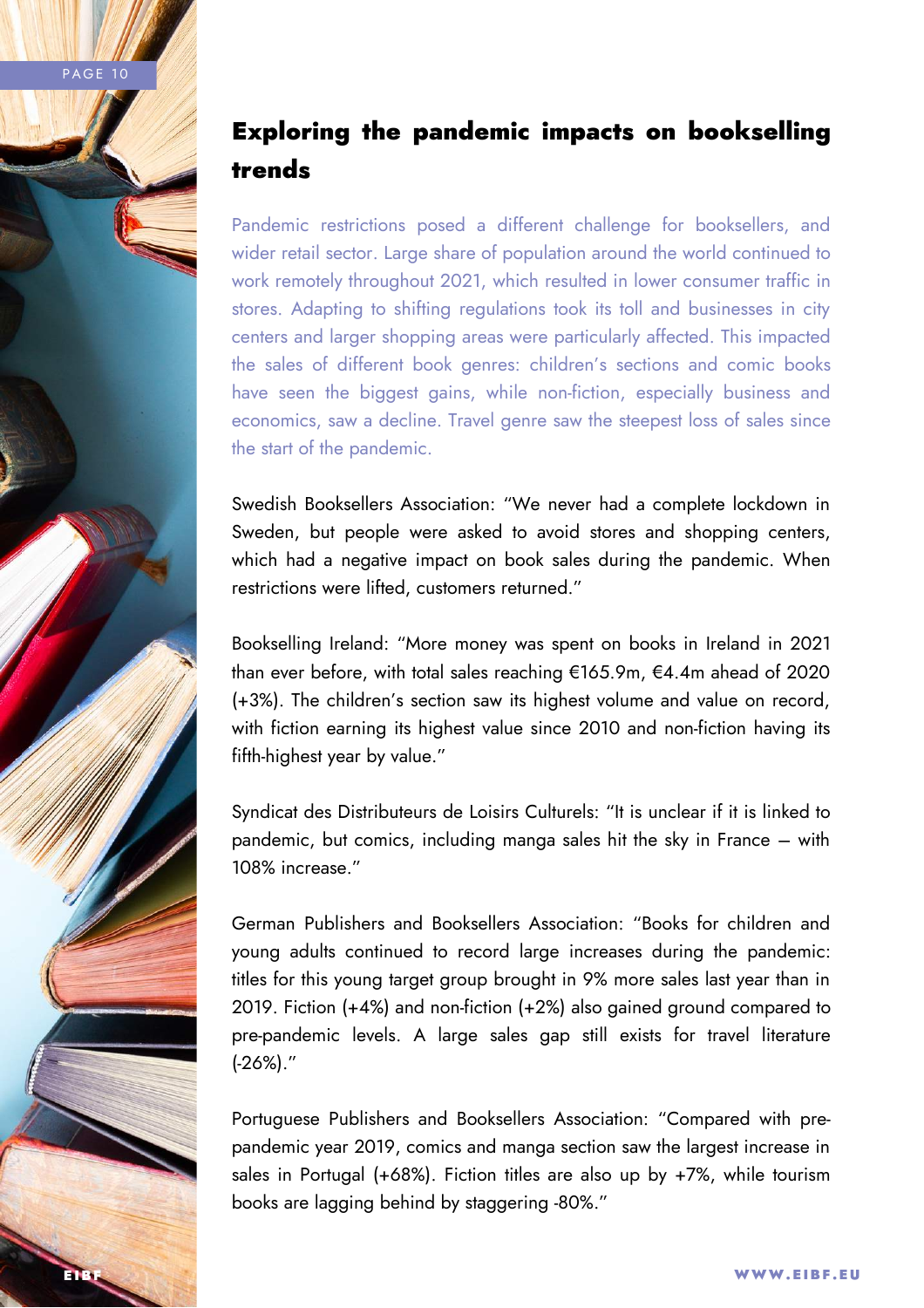# Exploring the pandemic impacts on bookselling trends

Pandemic restrictions posed a different challenge for booksellers, and wider retail sector. Large share of population around the world continued to work remotely throughout 2021, which resulted in lower consumer traffic in stores. Adapting to shifting regulations took its toll and businesses in city centers and larger shopping areas were particularly affected. This impacted the sales of different book genres: children's sections and comic books have seen the biggest gains, while non-fiction, especially business and economics, saw a decline. Travel genre saw the steepest loss of sales since the start of the pandemic.

Swedish Booksellers Association: "We never had a complete lockdown in Sweden, but people were asked to avoid stores and shopping centers, which had a negative impact on book sales during the pandemic. When restrictions were lifted, customers returned."

Bookselling Ireland: "More money was spent on books in Ireland in 2021 than ever before, with total sales reaching €165.9m, €4.4m ahead of 2020 (+3%). The children's section saw its highest volume and value on record, with fiction earning its highest value since 2010 and non-fiction having its fifth-highest year by value."

Syndicat des Distributeurs de Loisirs Culturels: "It is unclear if it is linked to pandemic, but comics, including manga sales hit the sky in France – with 108% increase."

German Publishers and Booksellers Association: "Books for children and young adults continued to record large increases during the pandemic: titles for this young target group brought in 9% more sales last year than in 2019. Fiction (+4%) and non-fiction (+2%) also gained ground compared to pre-pandemic levels. A large sales gap still exists for travel literature (-26%)."

Portuguese Publishers and Booksellers Association: "Compared with pre-pandemic year 2019, comics and manga section saw the largest increase in sales in Portugal (+68%). Fiction titles are also up by +7%, while tourism books are lagging behind by staggering -80%."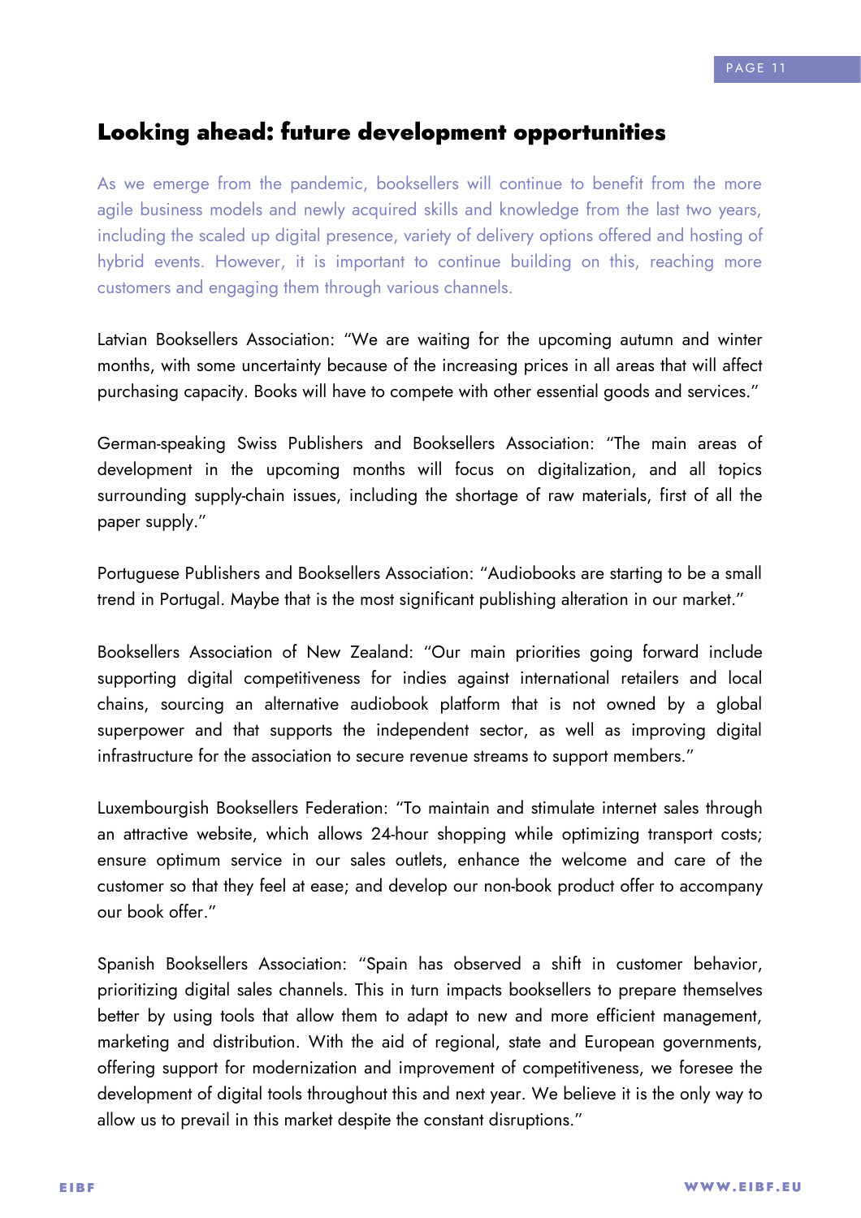## Looking ahead: future development opportunities

As we emerge from the pandemic, booksellers will continue to benefit from the more agile business models and newly acquired skills and knowledge from the last two years, including the scaled up digital presence, variety of delivery options offered and hosting of hybrid events. However, it is important to continue building on this, reaching more customers and engaging them through various channels.

Latvian Booksellers Association: "We are waiting for the upcoming autumn and winter months, with some uncertainty because of the increasing prices in all areas that will affect purchasing capacity. Books will have to compete with other essential goods and services."

German-speaking Swiss Publishers and Booksellers Association: "The main areas of development in the upcoming months will focus on digitalization, and all topics surrounding supply-chain issues, including the shortage of raw materials, first of all the paper supply."

Portuguese Publishers and Booksellers Association: "Audiobooks are starting to be a small trend in Portugal. Maybe that is the most significant publishing alteration in our market."

Booksellers Association of New Zealand: "Our main priorities going forward include supporting digital competitiveness for indies against international retailers and local chains, sourcing an alternative audiobook platform that is not owned by a global superpower and that supports the independent sector, as well as improving digital infrastructure for the association to secure revenue streams to support members."

Luxembourgish Booksellers Federation: "To maintain and stimulate internet sales through an attractive website, which allows 24-hour shopping while optimizing transport costs; ensure optimum service in our sales outlets, enhance the welcome and care of the customer so that they feel at ease; and develop our non-book product offer to accompany our book offer."

Spanish Booksellers Association: "Spain has observed a shift in customer behavior, prioritizing digital sales channels. This in turn impacts booksellers to prepare themselves better by using tools that allow them to adapt to new and more efficient management, marketing and distribution. With the aid of regional, state and European governments, offering support for modernization and improvement of competitiveness, we foresee the development of digital tools throughout this and next year. We believe it is the only way to allow us to prevail in this market despite the constant disruptions."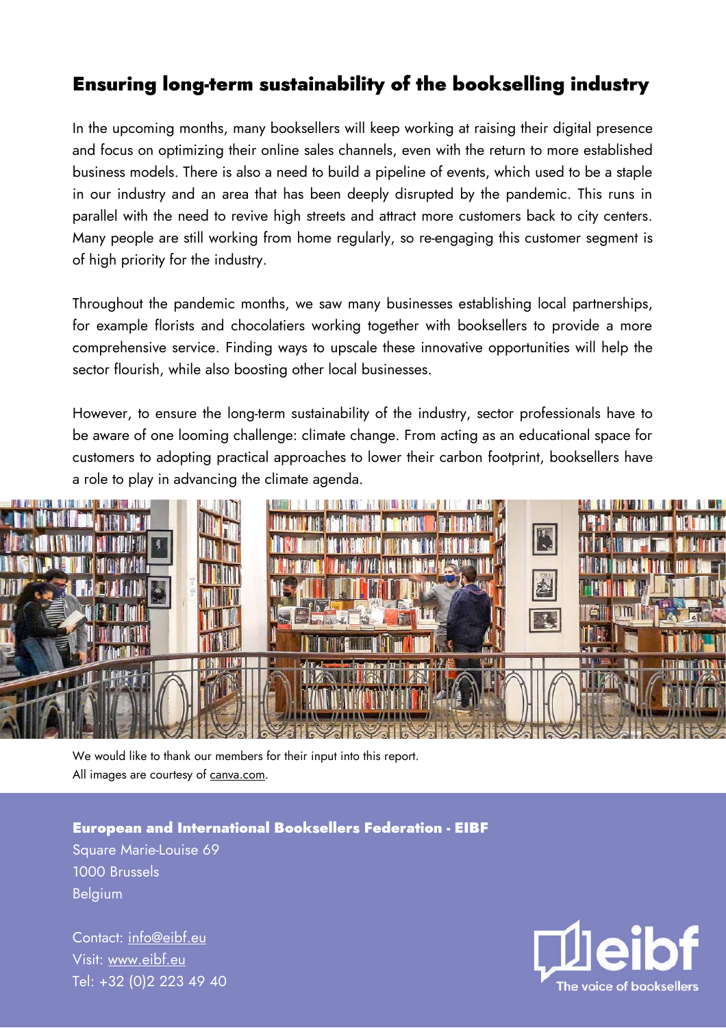## Ensuring long-term sustainability of the bookselling industry

In the upcoming months, many booksellers will keep working at raising their digital presence and focus on optimizing their online sales channels, even with the return to more established business models. There is also a need to build a pipeline of events, which used to be a staple in our industry and an area that has been deeply disrupted by the pandemic. This runs in parallel with the need to revive high streets and attract more customers back to city centers. Many people are still working from home regularly, so re-engaging this customer segment is of high priority for the industry.

Throughout the pandemic months, we saw many businesses establishing local partnerships, for example florists and chocolatiers working together with booksellers to provide a more comprehensive service. Finding ways to upscale these innovative opportunities will help the sector flourish, while also boosting other local businesses.

However, to ensure the long-term sustainability of the industry, sector professionals have to be aware of one looming challenge: climate change. From acting as an educational space for customers to adopting practical approaches to lower their carbon footprint, booksellers have a role to play in advancing the climate agenda.

We would like to thank our members for their input into this report.
All images are courtesy of canva.com.

**European and International Booksellers Federation - EIBF**
Square Marie-Louise 69
1000 Brussels
Belgium

Contact: info@eibf.eu
Visit: www.eibf.eu
Tel: +32 (0)2 223 49 40

eibf
The voice of booksellers